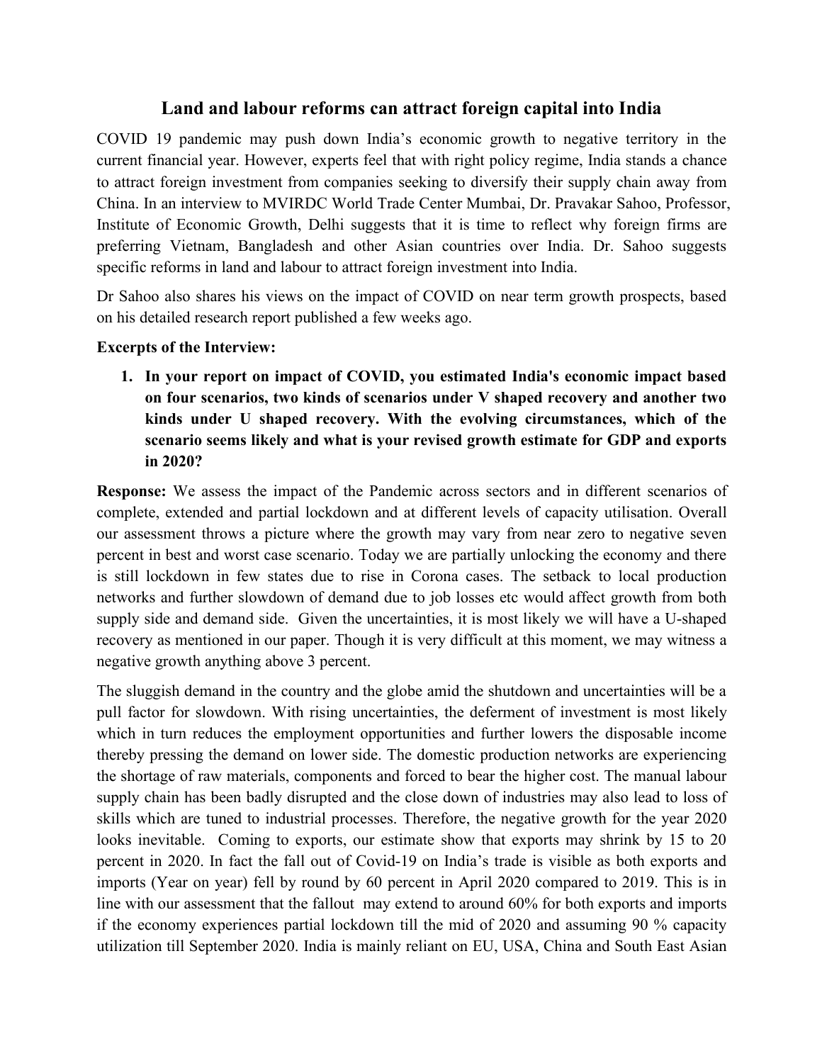# Land and labour reforms can attract foreign capital into India

COVID 19 pandemic may push down India's economic growth to negative territory in the current financial year. However, experts feel that with right policy regime, India stands a chance to attract foreign investment from companies seeking to diversify their supply chain away from China. In an interview to MVIRDC World Trade Center Mumbai, Dr. Pravakar Sahoo, Professor, Institute of Economic Growth, Delhi suggests that it is time to reflect why foreign firms are preferring Vietnam, Bangladesh and other Asian countries over India. Dr. Sahoo suggests specific reforms in land and labour to attract foreign investment into India.

Dr Sahoo also shares his views on the impact of COVID on near term growth prospects, based on his detailed research report published a few weeks ago.

**Excerpts of the Interview:**

1. **In your report on impact of COVID, you estimated India's economic impact based on four scenarios, two kinds of scenarios under V shaped recovery and another two kinds under U shaped recovery. With the evolving circumstances, which of the scenario seems likely and what is your revised growth estimate for GDP and exports in 2020?**

**Response:** We assess the impact of the Pandemic across sectors and in different scenarios of complete, extended and partial lockdown and at different levels of capacity utilisation. Overall our assessment throws a picture where the growth may vary from near zero to negative seven percent in best and worst case scenario. Today we are partially unlocking the economy and there is still lockdown in few states due to rise in Corona cases. The setback to local production networks and further slowdown of demand due to job losses etc would affect growth from both supply side and demand side. Given the uncertainties, it is most likely we will have a U-shaped recovery as mentioned in our paper. Though it is very difficult at this moment, we may witness a negative growth anything above 3 percent.

The sluggish demand in the country and the globe amid the shutdown and uncertainties will be a pull factor for slowdown. With rising uncertainties, the deferment of investment is most likely which in turn reduces the employment opportunities and further lowers the disposable income thereby pressing the demand on lower side. The domestic production networks are experiencing the shortage of raw materials, components and forced to bear the higher cost. The manual labour supply chain has been badly disrupted and the close down of industries may also lead to loss of skills which are tuned to industrial processes. Therefore, the negative growth for the year 2020 looks inevitable. Coming to exports, our estimate show that exports may shrink by 15 to 20 percent in 2020. In fact the fall out of Covid-19 on India's trade is visible as both exports and imports (Year on year) fell by round by 60 percent in April 2020 compared to 2019. This is in line with our assessment that the fallout may extend to around 60% for both exports and imports if the economy experiences partial lockdown till the mid of 2020 and assuming 90 % capacity utilization till September 2020. India is mainly reliant on EU, USA, China and South East Asian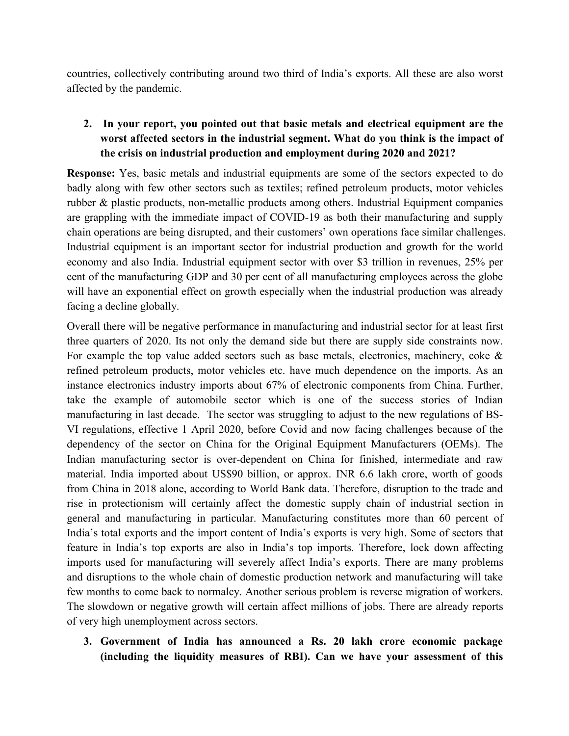countries, collectively contributing around two third of India's exports. All these are also worst affected by the pandemic.

2. **In your report, you pointed out that basic metals and electrical equipment are the worst affected sectors in the industrial segment. What do you think is the impact of the crisis on industrial production and employment during 2020 and 2021?**

**Response:** Yes, basic metals and industrial equipments are some of the sectors expected to do badly along with few other sectors such as textiles; refined petroleum products, motor vehicles rubber & plastic products, non-metallic products among others. Industrial Equipment companies are grappling with the immediate impact of COVID-19 as both their manufacturing and supply chain operations are being disrupted, and their customers' own operations face similar challenges. Industrial equipment is an important sector for industrial production and growth for the world economy and also India. Industrial equipment sector with over $3 trillion in revenues, 25% per cent of the manufacturing GDP and 30 per cent of all manufacturing employees across the globe will have an exponential effect on growth especially when the industrial production was already facing a decline globally.

Overall there will be negative performance in manufacturing and industrial sector for at least first three quarters of 2020. Its not only the demand side but there are supply side constraints now. For example the top value added sectors such as base metals, electronics, machinery, coke & refined petroleum products, motor vehicles etc. have much dependence on the imports. As an instance electronics industry imports about 67% of electronic components from China. Further, take the example of automobile sector which is one of the success stories of Indian manufacturing in last decade. The sector was struggling to adjust to the new regulations of BS-VI regulations, effective 1 April 2020, before Covid and now facing challenges because of the dependency of the sector on China for the Original Equipment Manufacturers (OEMs). The Indian manufacturing sector is over-dependent on China for finished, intermediate and raw material. India imported about US$90 billion, or approx. INR 6.6 lakh crore, worth of goods from China in 2018 alone, according to World Bank data. Therefore, disruption to the trade and rise in protectionism will certainly affect the domestic supply chain of industrial section in general and manufacturing in particular. Manufacturing constitutes more than 60 percent of India's total exports and the import content of India's exports is very high. Some of sectors that feature in India's top exports are also in India's top imports. Therefore, lock down affecting imports used for manufacturing will severely affect India's exports. There are many problems and disruptions to the whole chain of domestic production network and manufacturing will take few months to come back to normalcy. Another serious problem is reverse migration of workers. The slowdown or negative growth will certain affect millions of jobs. There are already reports of very high unemployment across sectors.

3. **Government of India has announced a Rs. 20 lakh crore economic package (including the liquidity measures of RBI). Can we have your assessment of this**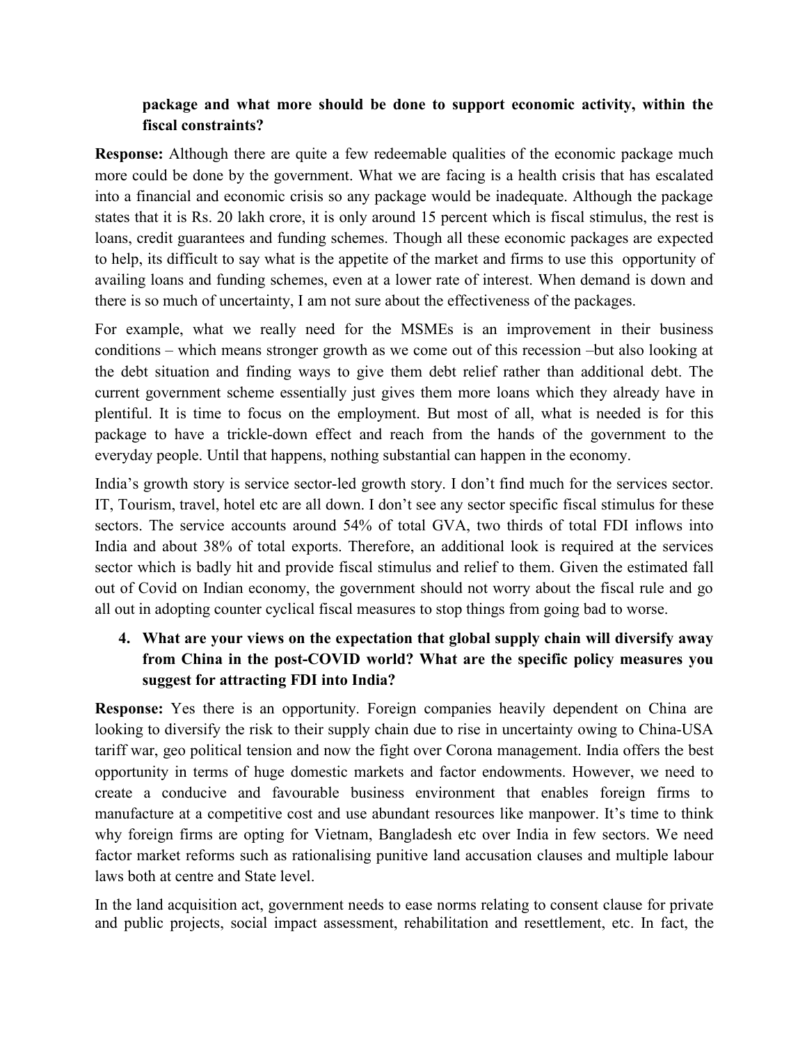**package and what more should be done to support economic activity, within the fiscal constraints?**

**Response:** Although there are quite a few redeemable qualities of the economic package much more could be done by the government. What we are facing is a health crisis that has escalated into a financial and economic crisis so any package would be inadequate. Although the package states that it is Rs. 20 lakh crore, it is only around 15 percent which is fiscal stimulus, the rest is loans, credit guarantees and funding schemes. Though all these economic packages are expected to help, its difficult to say what is the appetite of the market and firms to use this opportunity of availing loans and funding schemes, even at a lower rate of interest. When demand is down and there is so much of uncertainty, I am not sure about the effectiveness of the packages.

For example, what we really need for the MSMEs is an improvement in their business conditions – which means stronger growth as we come out of this recession –but also looking at the debt situation and finding ways to give them debt relief rather than additional debt. The current government scheme essentially just gives them more loans which they already have in plentiful. It is time to focus on the employment. But most of all, what is needed is for this package to have a trickle-down effect and reach from the hands of the government to the everyday people. Until that happens, nothing substantial can happen in the economy.

India's growth story is service sector-led growth story. I don't find much for the services sector. IT, Tourism, travel, hotel etc are all down. I don't see any sector specific fiscal stimulus for these sectors. The service accounts around 54% of total GVA, two thirds of total FDI inflows into India and about 38% of total exports. Therefore, an additional look is required at the services sector which is badly hit and provide fiscal stimulus and relief to them. Given the estimated fall out of Covid on Indian economy, the government should not worry about the fiscal rule and go all out in adopting counter cyclical fiscal measures to stop things from going bad to worse.

4. **What are your views on the expectation that global supply chain will diversify away from China in the post-COVID world? What are the specific policy measures you suggest for attracting FDI into India?**

**Response:** Yes there is an opportunity. Foreign companies heavily dependent on China are looking to diversify the risk to their supply chain due to rise in uncertainty owing to China-USA tariff war, geo political tension and now the fight over Corona management. India offers the best opportunity in terms of huge domestic markets and factor endowments. However, we need to create a conducive and favourable business environment that enables foreign firms to manufacture at a competitive cost and use abundant resources like manpower. It's time to think why foreign firms are opting for Vietnam, Bangladesh etc over India in few sectors. We need factor market reforms such as rationalising punitive land accusation clauses and multiple labour laws both at centre and State level.

In the land acquisition act, government needs to ease norms relating to consent clause for private and public projects, social impact assessment, rehabilitation and resettlement, etc. In fact, the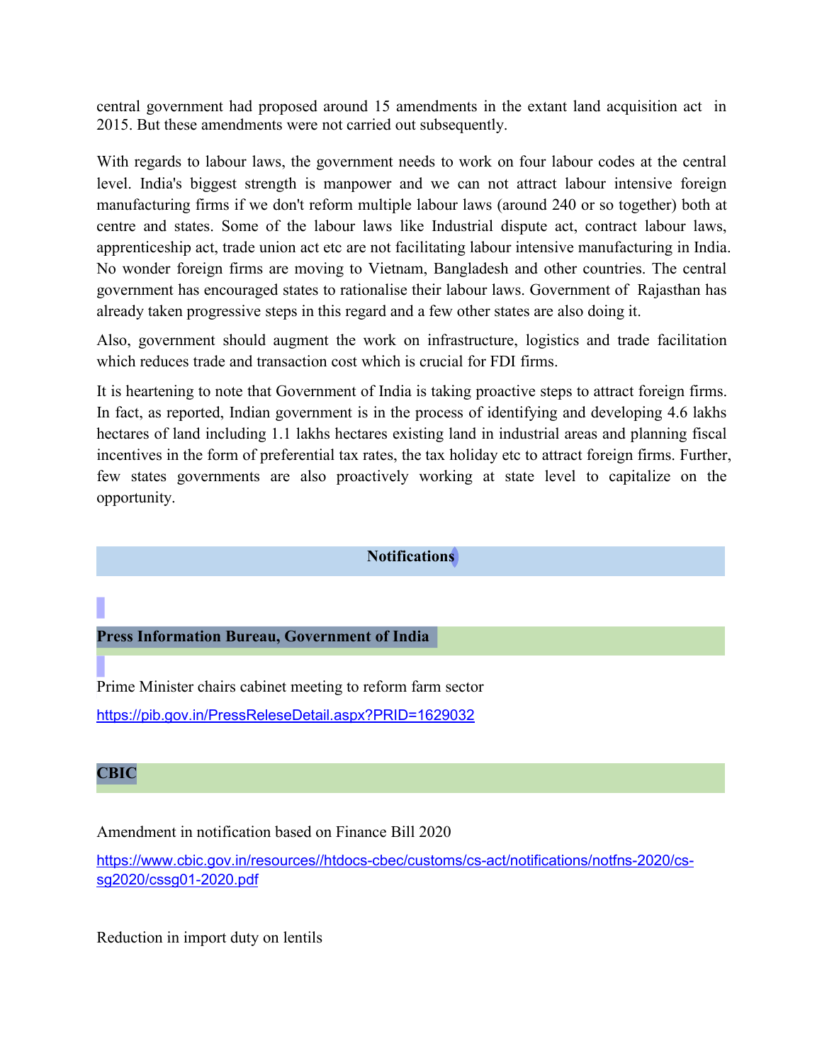central government had proposed around 15 amendments in the extant land acquisition act in 2015. But these amendments were not carried out subsequently.

With regards to labour laws, the government needs to work on four labour codes at the central level. India's biggest strength is manpower and we can not attract labour intensive foreign manufacturing firms if we don't reform multiple labour laws (around 240 or so together) both at centre and states. Some of the labour laws like Industrial dispute act, contract labour laws, apprenticeship act, trade union act etc are not facilitating labour intensive manufacturing in India. No wonder foreign firms are moving to Vietnam, Bangladesh and other countries. The central government has encouraged states to rationalise their labour laws. Government of Rajasthan has already taken progressive steps in this regard and a few other states are also doing it.

Also, government should augment the work on infrastructure, logistics and trade facilitation which reduces trade and transaction cost which is crucial for FDI firms.

It is heartening to note that Government of India is taking proactive steps to attract foreign firms. In fact, as reported, Indian government is in the process of identifying and developing 4.6 lakhs hectares of land including 1.1 lakhs hectares existing land in industrial areas and planning fiscal incentives in the form of preferential tax rates, the tax holiday etc to attract foreign firms. Further, few states governments are also proactively working at state level to capitalize on the opportunity.

## Notifications

### Press Information Bureau, Government of India

Prime Minister chairs cabinet meeting to reform farm sector

https://pib.gov.in/PressReleseDetail.aspx?PRID=1629032

### CBIC

Amendment in notification based on Finance Bill 2020

https://www.cbic.gov.in/resources//htdocs-cbec/customs/cs-act/notifications/notfns-2020/cs-sg2020/cssg01-2020.pdf

Reduction in import duty on lentils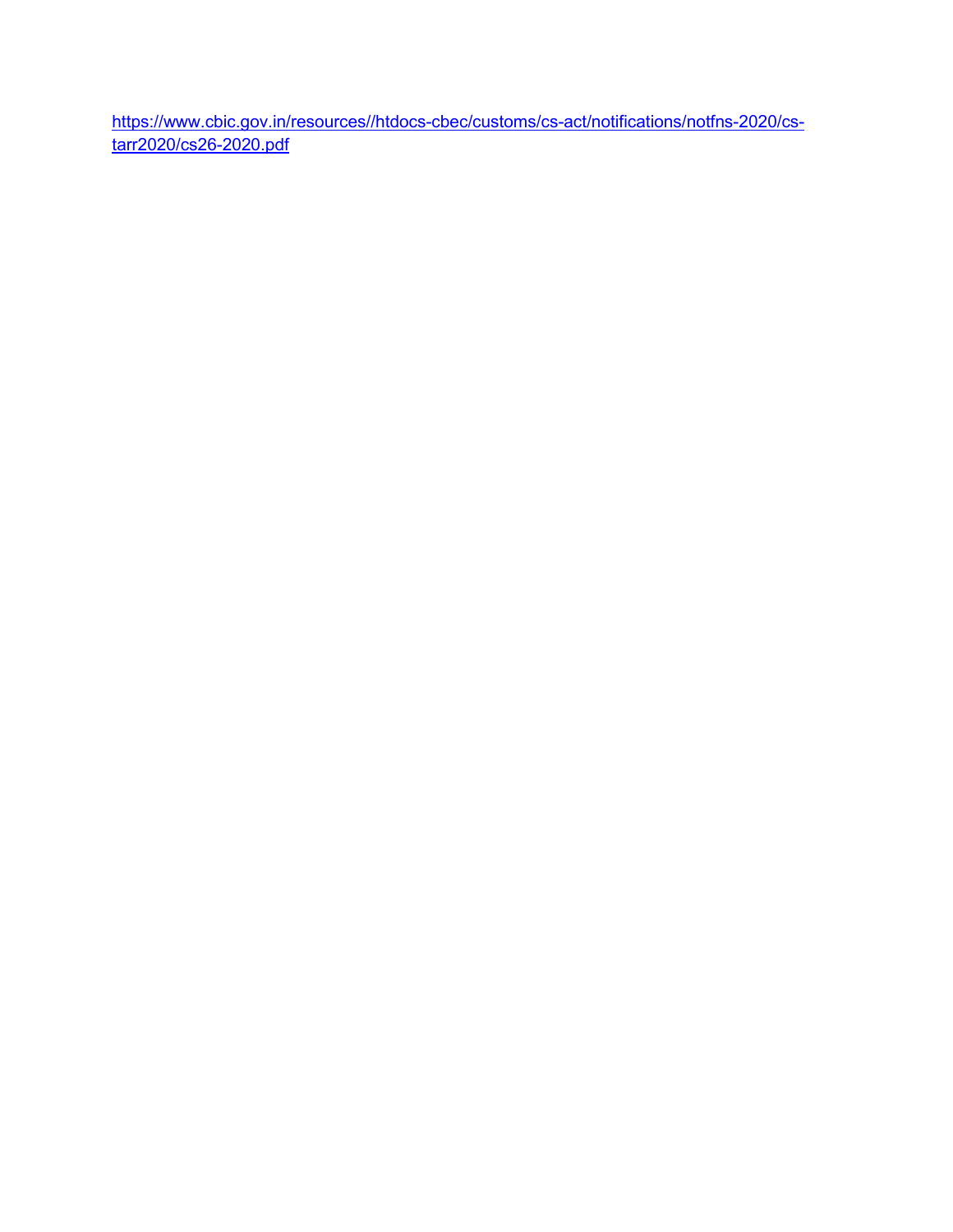https://www.cbic.gov.in/resources//htdocs-cbec/customs/cs-act/notifications/notfns-2020/cs-tarr2020/cs26-2020.pdf